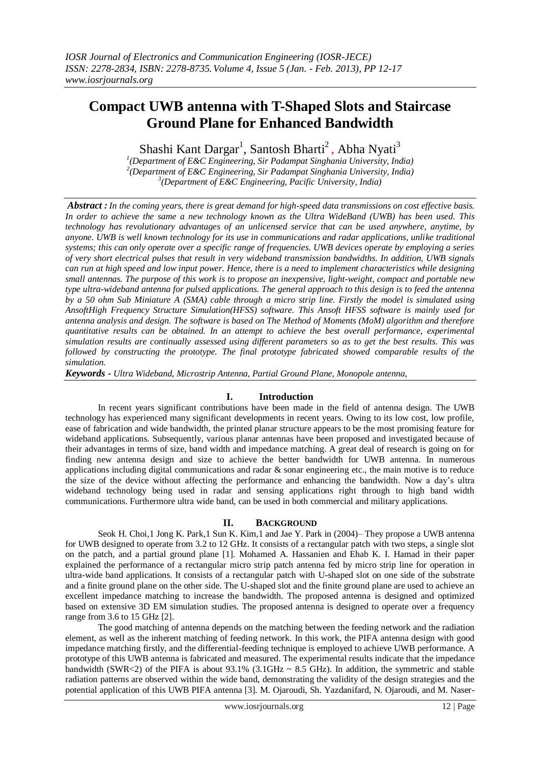# Compact UWB antenna with T-Shaped Slots and Staircase Ground Plane for Enhanced Bandwidth

Shashi Kant Dargar[1], Santosh Bharti[2] , Abha Nyati[3]

[1](Department of E&C Engineering, Sir Padampat Singhania University, India)
[2](Department of E&C Engineering, Sir Padampat Singhania University, India)
[3](Department of E&C Engineering, Pacific University, India)

***Abstract :*** *In the coming years, there is great demand for high-speed data transmissions on cost effective basis. In order to achieve the same a new technology known as the Ultra WideBand (UWB) has been used. This technology has revolutionary advantages of an unlicensed service that can be used anywhere, anytime, by anyone. UWB is well known technology for its use in communications and radar applications, unlike traditional systems; this can only operate over a specific range of frequencies. UWB devices operate by employing a series of very short electrical pulses that result in very wideband transmission bandwidths. In addition, UWB signals can run at high speed and low input power. Hence, there is a need to implement characteristics while designing small antennas. The purpose of this work is to propose an inexpensive, light-weight, compact and portable new type ultra-wideband antenna for pulsed applications. The general approach to this design is to feed the antenna by a 50 ohm Sub Miniature A (SMA) cable through a micro strip line. Firstly the model is simulated using AnsoftHigh Frequency Structure Simulation(HFSS) software. This Ansoft HFSS software is mainly used for antenna analysis and design. The software is based on The Method of Moments (MoM) algorithm and therefore quantitative results can be obtained. In an attempt to achieve the best overall performance, experimental simulation results are continually assessed using different parameters so as to get the best results. This was followed by constructing the prototype. The final prototype fabricated showed comparable results of the simulation.*

***Keywords -*** *Ultra Wideband, Microstrip Antenna, Partial Ground Plane, Monopole antenna,*

## I. Introduction

In recent years significant contributions have been made in the field of antenna design. The UWB technology has experienced many significant developments in recent years. Owing to its low cost, low profile, ease of fabrication and wide bandwidth, the printed planar structure appears to be the most promising feature for wideband applications. Subsequently, various planar antennas have been proposed and investigated because of their advantages in terms of size, band width and impedance matching. A great deal of research is going on for finding new antenna design and size to achieve the better bandwidth for UWB antenna. In numerous applications including digital communications and radar & sonar engineering etc., the main motive is to reduce the size of the device without affecting the performance and enhancing the bandwidth. Now a day's ultra wideband technology being used in radar and sensing applications right through to high band width communications. Furthermore ultra wide band, can be used in both commercial and military applications.

## II. BACKGROUND

Seok H. Choi,1 Jong K. Park,1 Sun K. Kim,1 and Jae Y. Park in (2004)– They propose a UWB antenna for UWB designed to operate from 3.2 to 12 GHz. It consists of a rectangular patch with two steps, a single slot on the patch, and a partial ground plane [1]. Mohamed A. Hassanien and Ehab K. I. Hamad in their paper explained the performance of a rectangular micro strip patch antenna fed by micro strip line for operation in ultra-wide band applications. It consists of a rectangular patch with U-shaped slot on one side of the substrate and a finite ground plane on the other side. The U-shaped slot and the finite ground plane are used to achieve an excellent impedance matching to increase the bandwidth. The proposed antenna is designed and optimized based on extensive 3D EM simulation studies. The proposed antenna is designed to operate over a frequency range from 3.6 to 15 GHz [2].

The good matching of antenna depends on the matching between the feeding network and the radiation element, as well as the inherent matching of feeding network. In this work, the PIFA antenna design with good impedance matching firstly, and the differential-feeding technique is employed to achieve UWB performance. A prototype of this UWB antenna is fabricated and measured. The experimental results indicate that the impedance bandwidth (SWR<2) of the PIFA is about 93.1% (3.1GHz ~ 8.5 GHz). In addition, the symmetric and stable radiation patterns are observed within the wide band, demonstrating the validity of the design strategies and the potential application of this UWB PIFA antenna [3]. M. Ojaroudi, Sh. Yazdanifard, N. Ojaroudi, and M. Naser-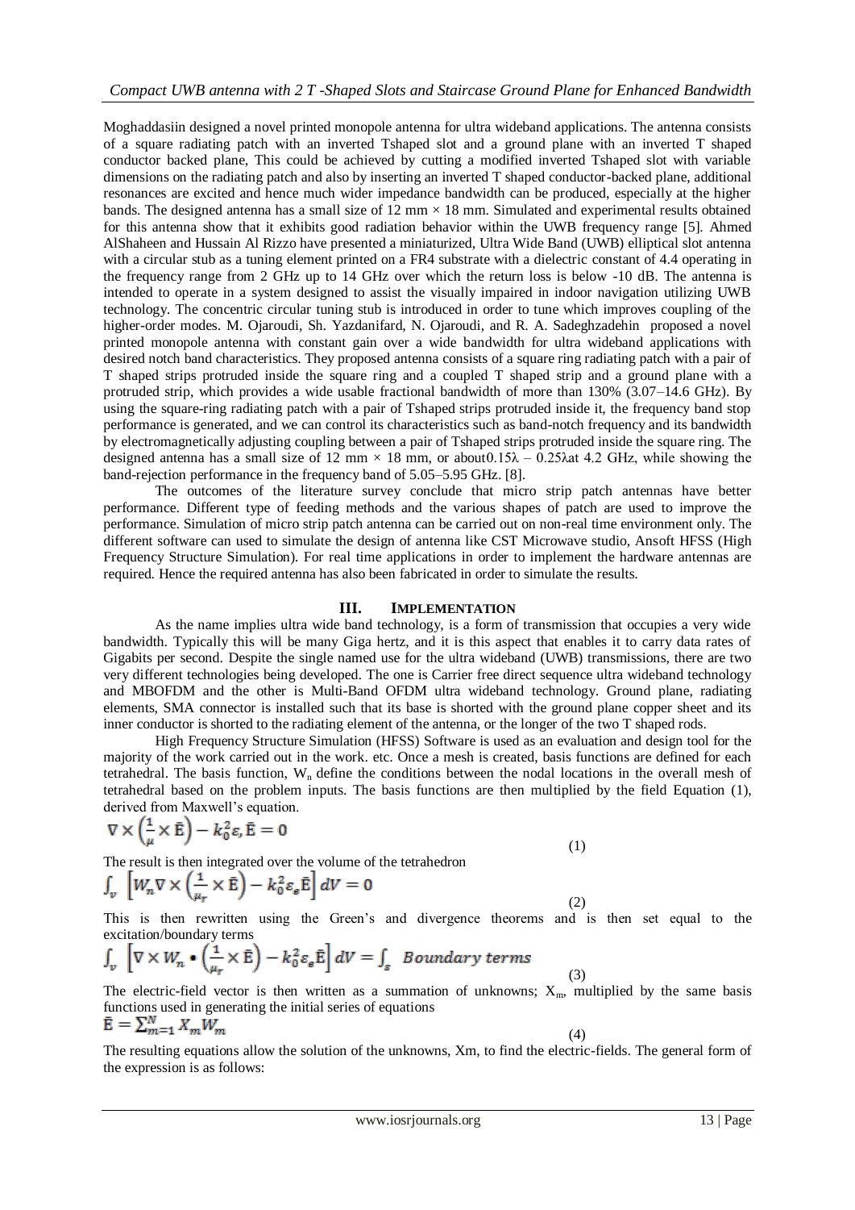Moghaddasiin designed a novel printed monopole antenna for ultra wideband applications. The antenna consists of a square radiating patch with an inverted Tshaped slot and a ground plane with an inverted T shaped conductor backed plane, This could be achieved by cutting a modified inverted Tshaped slot with variable dimensions on the radiating patch and also by inserting an inverted T shaped conductor-backed plane, additional resonances are excited and hence much wider impedance bandwidth can be produced, especially at the higher bands. The designed antenna has a small size of 12 mm × 18 mm. Simulated and experimental results obtained for this antenna show that it exhibits good radiation behavior within the UWB frequency range [5]. Ahmed AlShaheen and Hussain Al Rizzo have presented a miniaturized, Ultra Wide Band (UWB) elliptical slot antenna with a circular stub as a tuning element printed on a FR4 substrate with a dielectric constant of 4.4 operating in the frequency range from 2 GHz up to 14 GHz over which the return loss is below -10 dB. The antenna is intended to operate in a system designed to assist the visually impaired in indoor navigation utilizing UWB technology. The concentric circular tuning stub is introduced in order to tune which improves coupling of the higher-order modes. M. Ojaroudi, Sh. Yazdanifard, N. Ojaroudi, and R. A. Sadeghzadehin proposed a novel printed monopole antenna with constant gain over a wide bandwidth for ultra wideband applications with desired notch band characteristics. They proposed antenna consists of a square ring radiating patch with a pair of T shaped strips protruded inside the square ring and a coupled T shaped strip and a ground plane with a protruded strip, which provides a wide usable fractional bandwidth of more than 130% (3.07–14.6 GHz). By using the square-ring radiating patch with a pair of Tshaped strips protruded inside it, the frequency band stop performance is generated, and we can control its characteristics such as band-notch frequency and its bandwidth by electromagnetically adjusting coupling between a pair of Tshaped strips protruded inside the square ring. The designed antenna has a small size of 12 mm × 18 mm, or about0.15λ – 0.25λat 4.2 GHz, while showing the band-rejection performance in the frequency band of 5.05–5.95 GHz. [8].

The outcomes of the literature survey conclude that micro strip patch antennas have better performance. Different type of feeding methods and the various shapes of patch are used to improve the performance. Simulation of micro strip patch antenna can be carried out on non-real time environment only. The different software can used to simulate the design of antenna like CST Microwave studio, Ansoft HFSS (High Frequency Structure Simulation). For real time applications in order to implement the hardware antennas are required. Hence the required antenna has also been fabricated in order to simulate the results.

## III. IMPLEMENTATION

As the name implies ultra wide band technology, is a form of transmission that occupies a very wide bandwidth. Typically this will be many Giga hertz, and it is this aspect that enables it to carry data rates of Gigabits per second. Despite the single named use for the ultra wideband (UWB) transmissions, there are two very different technologies being developed. The one is Carrier free direct sequence ultra wideband technology and MBOFDM and the other is Multi-Band OFDM ultra wideband technology. Ground plane, radiating elements, SMA connector is installed such that its base is shorted with the ground plane copper sheet and its inner conductor is shorted to the radiating element of the antenna, or the longer of the two T shaped rods.

High Frequency Structure Simulation (HFSS) Software is used as an evaluation and design tool for the majority of the work carried out in the work. etc. Once a mesh is created, basis functions are defined for each tetrahedral. The basis function, $W_n$ define the conditions between the nodal locations in the overall mesh of tetrahedral based on the problem inputs. The basis functions are then multiplied by the field Equation (1), derived from Maxwell's equation.

$$\nabla \times \left(\frac{1}{\mu} \times \bar{E}\right) - k_0^2 \varepsilon_r \bar{E} = 0 \quad (1)$$

The result is then integrated over the volume of the tetrahedron

$$\int_v \left[W_n \nabla \times \left(\frac{1}{\mu_r} \times \bar{E}\right) - k_0^2 \varepsilon_s \bar{E}\right] dV = 0 \quad (2)$$

This is then rewritten using the Green's and divergence theorems and is then set equal to the excitation/boundary terms

$$\int_v \left[\nabla \times W_n \bullet \left(\frac{1}{\mu_r} \times \bar{E}\right) - k_0^2 \varepsilon_s \bar{E}\right] dV = \int_s \textit{Boundary terms} \quad (3)$$

The electric-field vector is then written as a summation of unknowns; $X_m$, multiplied by the same basis functions used in generating the initial series of equations

$$\bar{E} = \sum_{m=1}^{N} X_m W_m \quad (4)$$

The resulting equations allow the solution of the unknowns, Xm, to find the electric-fields. The general form of the expression is as follows: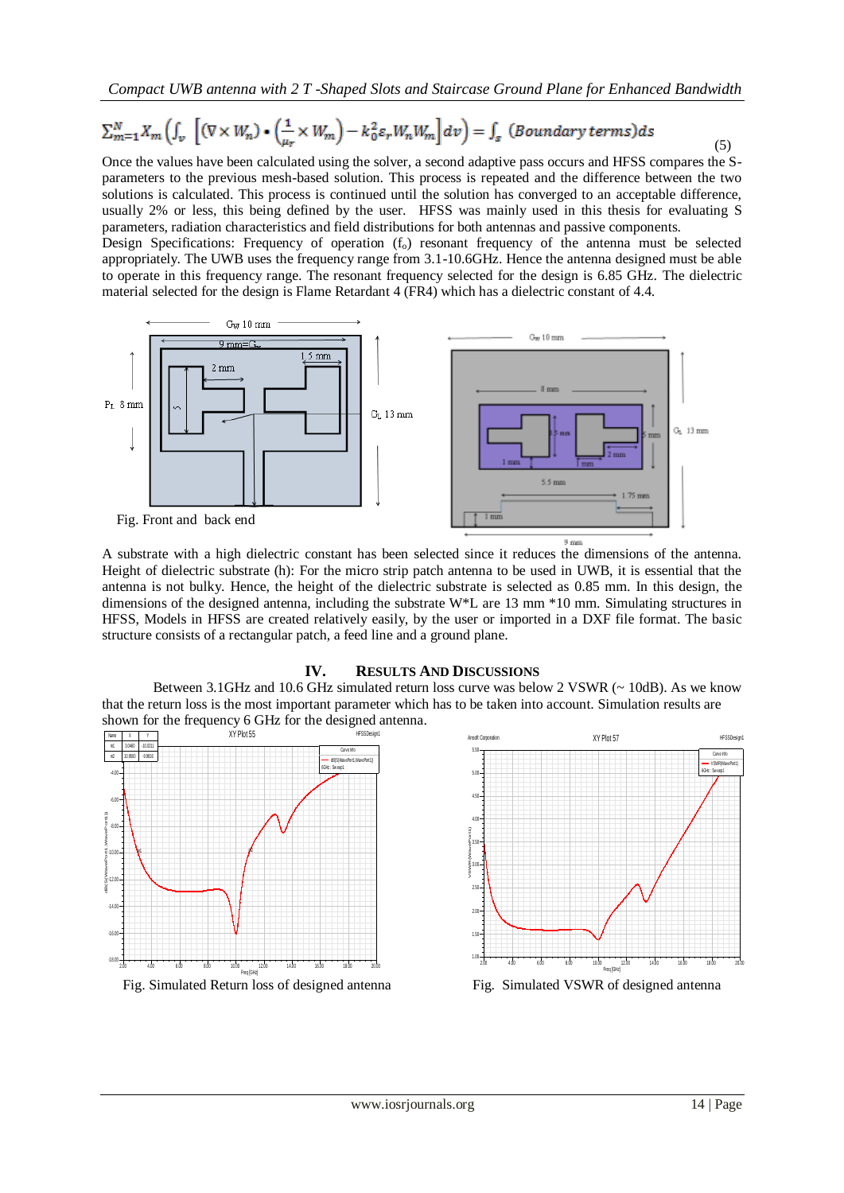$$\sum_{m=1}^{N} X_m \left( \int_v \left[ (\nabla \times W_n) \bullet \left( \frac{1}{\mu_r} \times W_m \right) - k_0^2 \varepsilon_r W_n W_m \right] dv \right) = \int_s (Boundary\ terms) ds \quad (5)$$

Once the values have been calculated using the solver, a second adaptive pass occurs and HFSS compares the S-parameters to the previous mesh-based solution. This process is repeated and the difference between the two solutions is calculated. This process is continued until the solution has converged to an acceptable difference, usually 2% or less, this being defined by the user. HFSS was mainly used in this thesis for evaluating S parameters, radiation characteristics and field distributions for both antennas and passive components.

Design Specifications: Frequency of operation ($f_o$) resonant frequency of the antenna must be selected appropriately. The UWB uses the frequency range from 3.1-10.6GHz. Hence the antenna designed must be able to operate in this frequency range. The resonant frequency selected for the design is 6.85 GHz. The dielectric material selected for the design is Flame Retardant 4 (FR4) which has a dielectric constant of 4.4.

Fig. Front and back end

A substrate with a high dielectric constant has been selected since it reduces the dimensions of the antenna. Height of dielectric substrate (h): For the micro strip patch antenna to be used in UWB, it is essential that the antenna is not bulky. Hence, the height of the dielectric substrate is selected as 0.85 mm. In this design, the dimensions of the designed antenna, including the substrate W*L are 13 mm *10 mm. Simulating structures in HFSS, Models in HFSS are created relatively easily, by the user or imported in a DXF file format. The basic structure consists of a rectangular patch, a feed line and a ground plane.

## IV. Results And Discussions

Between 3.1GHz and 10.6 GHz simulated return loss curve was below 2 VSWR (~ 10dB). As we know that the return loss is the most important parameter which has to be taken into account. Simulation results are shown for the frequency 6 GHz for the designed antenna.

Fig. Simulated Return loss of designed antenna

Fig. Simulated VSWR of designed antenna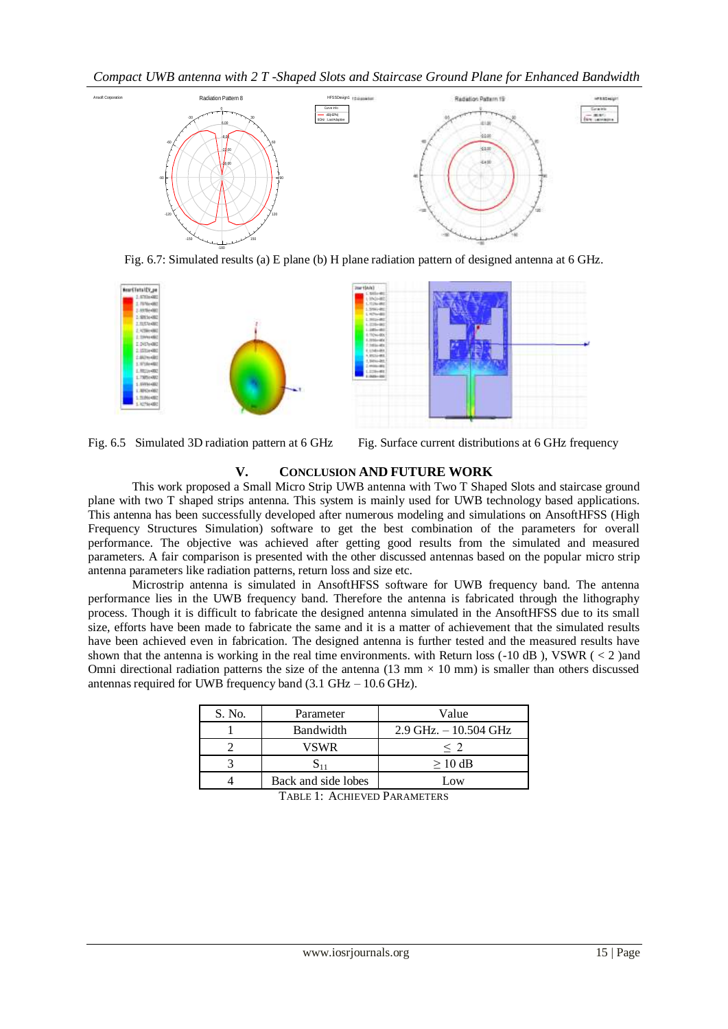Fig. 6.7: Simulated results (a) E plane (b) H plane radiation pattern of designed antenna at 6 GHz.

Fig. 6.5 Simulated 3D radiation pattern at 6 GHz

Fig. Surface current distributions at 6 GHz frequency

## V. CONCLUSION AND FUTURE WORK

This work proposed a Small Micro Strip UWB antenna with Two T Shaped Slots and staircase ground plane with two T shaped strips antenna. This system is mainly used for UWB technology based applications. This antenna has been successfully developed after numerous modeling and simulations on AnsoftHFSS (High Frequency Structures Simulation) software to get the best combination of the parameters for overall performance. The objective was achieved after getting good results from the simulated and measured parameters. A fair comparison is presented with the other discussed antennas based on the popular micro strip antenna parameters like radiation patterns, return loss and size etc.

Microstrip antenna is simulated in AnsoftHFSS software for UWB frequency band. The antenna performance lies in the UWB frequency band. Therefore the antenna is fabricated through the lithography process. Though it is difficult to fabricate the designed antenna simulated in the AnsoftHFSS due to its small size, efforts have been made to fabricate the same and it is a matter of achievement that the simulated results have been achieved even in fabrication. The designed antenna is further tested and the measured results have shown that the antenna is working in the real time environments. with Return loss (-10 dB ), VSWR ( < 2 )and Omni directional radiation patterns the size of the antenna (13 mm × 10 mm) is smaller than others discussed antennas required for UWB frequency band (3.1 GHz – 10.6 GHz).

| S. No. | Parameter | Value |
|---|---|---|
| 1 | Bandwidth | 2.9 GHz. – 10.504 GHz |
| 2 | VSWR | $\leq 2$ |
| 3 | $S_{11}$ | $\geq 10$ dB |
| 4 | Back and side lobes | Low |

TABLE 1: ACHIEVED PARAMETERS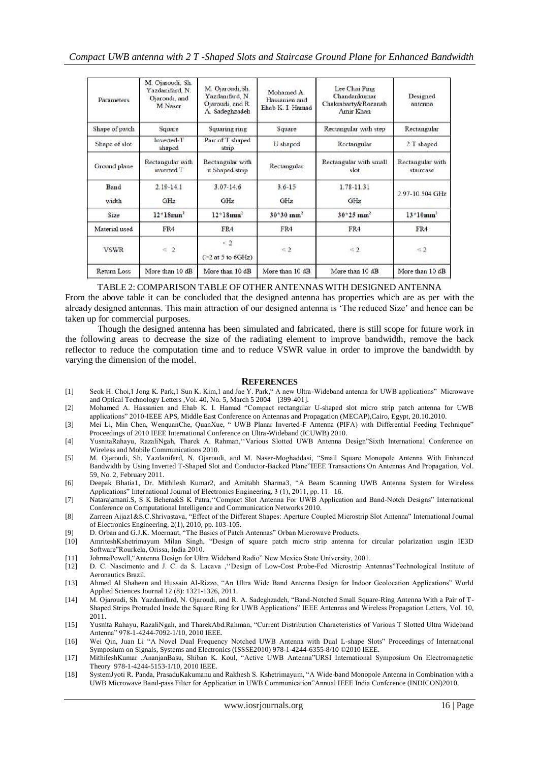| Parameters | M. Ojaroudi, Sh. Yazdanifard, N. Ojaroudi, and M.Naser | M. Ojaroudi, Sh. Yazdanifard, N. Ojaroudi, and R. A. Sadeghzadeh | Mohamed A. Hassanien and Ehab K. I. Hamad | Lee Chai Ping Chandankumar Chakrabarty&Rozanah Amir Khan | Designed antenna |
|---|---|---|---|---|---|
| Shape of patch | Square | Squaring ring | Square | Rectangular with step | Rectangular |
| Shape of slot | Inverted-T shaped | Pair of T shaped strip | U shaped | Rectangular | 2 T shaped |
| Ground plane | Rectangular with inverted T | Rectangular with π Shaped strip | Rectangular | Rectangular with small slot | Rectangular with staircase |
| Band width | 2.19-14.1 GHz | 3.07-14.6 GHz | 3.6-15 GHz | 1.78-11.31 GHz | 2.97-10.504 GHz |
| Size | $12*18mm^2$ | $12*18mm^2$ | $30*30\ mm^2$ | $30*25\ mm^2$ | $13*10mm^2$ |
| Material used | FR4 | FR4 | FR4 | FR4 | FR4 |
| VSWR | ≤ 2 | < 2 (>2 at 5 to 6GHz) | ≤ 2 | ≤ 2 | ≤ 2 |
| Return Loss | More than 10 dB | More than 10 dB | More than 10 dB | More than 10 dB | More than 10 dB |

TABLE 2: COMPARISON TABLE OF OTHER ANTENNAS WITH DESIGNED ANTENNA

From the above table it can be concluded that the designed antenna has properties which are as per with the already designed antennas. This main attraction of our designed antenna is 'The reduced Size' and hence can be taken up for commercial purposes.

Though the designed antenna has been simulated and fabricated, there is still scope for future work in the following areas to decrease the size of the radiating element to improve bandwidth, remove the back reflector to reduce the computation time and to reduce VSWR value in order to improve the bandwidth by varying the dimension of the model.

## REFERENCES

[1] Seok H. Choi,1 Jong K. Park,1 Sun K. Kim,1 and Jae Y. Park," A new Ultra-Wideband antenna for UWB applications" Microwave and Optical Technology Letters ,Vol. 40, No. 5, March 5 2004 [399-401].

[2] Mohamed A. Hassanien and Ehab K. I. Hamad "Compact rectangular U-shaped slot micro strip patch antenna for UWB applications" 2010-IEEE APS, Middle East Conference on Antennas and Propagation (MECAP),Cairo, Egypt, 20.10.2010.

[3] Mei Li, Min Chen, WenquanChe, QuanXue, " UWB Planar Inverted-F Antenna (PIFA) with Differential Feeding Technique" Proceedings of 2010 IEEE International Conference on Ultra-Wideband (ICUWB) 2010.

[4] YusnitaRahayu, RazaliNgah, Tharek A. Rahman,''Various Slotted UWB Antenna Design"Sixth International Conference on Wireless and Mobile Communications 2010.

[5] M. Ojaroudi, Sh. Yazdanifard, N. Ojaroudi, and M. Naser-Moghaddasi, "Small Square Monopole Antenna With Enhanced Bandwidth by Using Inverted T-Shaped Slot and Conductor-Backed Plane"IEEE Transactions On Antennas And Propagation, Vol. 59, No. 2, February 2011.

[6] Deepak Bhatia1, Dr. Mithilesh Kumar2, and Amitabh Sharma3, "A Beam Scanning UWB Antenna System for Wireless Applications" International Journal of Electronics Engineering, 3 (1), 2011, pp. 11– 16.

[7] Natarajamani.S, S K Behera&S K Patra,''Compact Slot Antenna For UWB Application and Band-Notch Designs" International Conference on Computational Intelligence and Communication Networks 2010.

[8] Zarreen Aijaz1&S.C.Shrivastava, "Effect of the Different Shapes: Aperture Coupled Microstrip Slot Antenna" International Journal of Electronics Engineering, 2(1), 2010, pp. 103-105.

[9] D. Orban and G.J.K. Moernaut, "The Basics of Patch Antennas" Orban Microwave Products.

[10] AmriteshKshetrimayum Milan Singh, "Design of square patch micro strip antenna for circular polarization usgin IE3D Software"Rourkela, Orissa, India 2010.

[11] JohnnaPowell,"Antenna Design for Ultra Wideband Radio" New Mexico State University, 2001.

[12] D. C. Nascimento and J. C. da S. Lacava ,''Design of Low-Cost Probe-Fed Microstrip Antennas"Technological Institute of Aeronautics Brazil.

[13] Ahmed Al Shaheen and Hussain Al-Rizzo, "An Ultra Wide Band Antenna Design for Indoor Geolocation Applications" World Applied Sciences Journal 12 (8): 1321-1326, 2011.

[14] M. Ojaroudi, Sh. Yazdanifard, N. Ojaroudi, and R. A. Sadeghzadeh, "Band-Notched Small Square-Ring Antenna With a Pair of T-Shaped Strips Protruded Inside the Square Ring for UWB Applications" IEEE Antennas and Wireless Propagation Letters, Vol. 10, 2011.

[15] Yusnita Rahayu, RazaliNgah, and TharekAbd.Rahman, "Current Distribution Characteristics of Various T Slotted Ultra Wideband Antenna" 978-1-4244-7092-1/10, 2010 IEEE.

[16] Wei Qin, Juan Li "A Novel Dual Frequency Notched UWB Antenna with Dual L-shape Slots" Proceedings of International Symposium on Signals, Systems and Electronics (ISSSE2010) 978-1-4244-6355-8/10 ©2010 IEEE.

[17] MithileshKumar ,AnanjanBasu, Shiban K. Koul, "Active UWB Antenna"URSI International Symposium On Electromagnetic Theory 978-1-4244-5153-1/10, 2010 IEEE.

[18] SystemJyoti R. Panda, PrasaduKakumanu and Rakhesh S. Kshetrimayum, "A Wide-band Monopole Antenna in Combination with a UWB Microwave Band-pass Filter for Application in UWB Communication"Annual IEEE India Conference (INDICON)2010.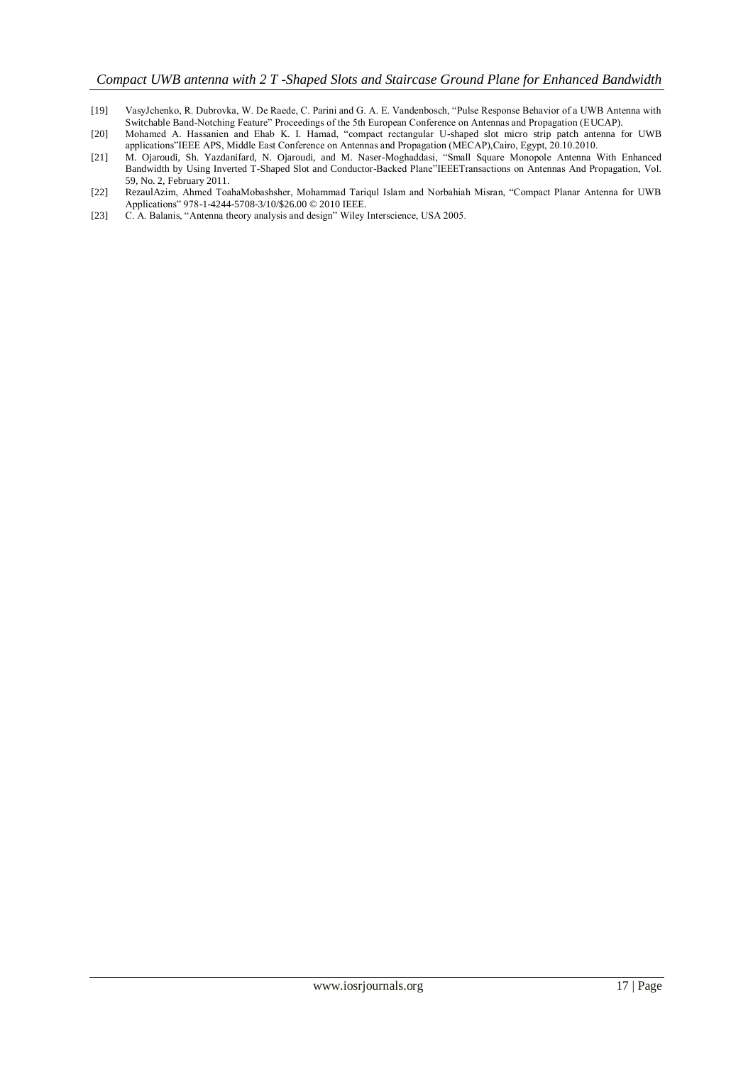[19] VasyJchenko, R. Dubrovka, W. De Raede, C. Parini and G. A. E. Vandenbosch, "Pulse Response Behavior of a UWB Antenna with Switchable Band-Notching Feature" Proceedings of the 5th European Conference on Antennas and Propagation (EUCAP).

[20] Mohamed A. Hassanien and Ehab K. I. Hamad, "compact rectangular U-shaped slot micro strip patch antenna for UWB applications"IEEE APS, Middle East Conference on Antennas and Propagation (MECAP),Cairo, Egypt, 20.10.2010.

[21] M. Ojaroudi, Sh. Yazdanifard, N. Ojaroudi, and M. Naser-Moghaddasi, "Small Square Monopole Antenna With Enhanced Bandwidth by Using Inverted T-Shaped Slot and Conductor-Backed Plane"IEEETransactions on Antennas And Propagation, Vol. 59, No. 2, February 2011.

[22] RezaulAzim, Ahmed ToahaMobashsher, Mohammad Tariqul Islam and Norbahiah Misran, "Compact Planar Antenna for UWB Applications" 978-1-4244-5708-3/10/$26.00 © 2010 IEEE.

[23] C. A. Balanis, "Antenna theory analysis and design" Wiley Interscience, USA 2005.